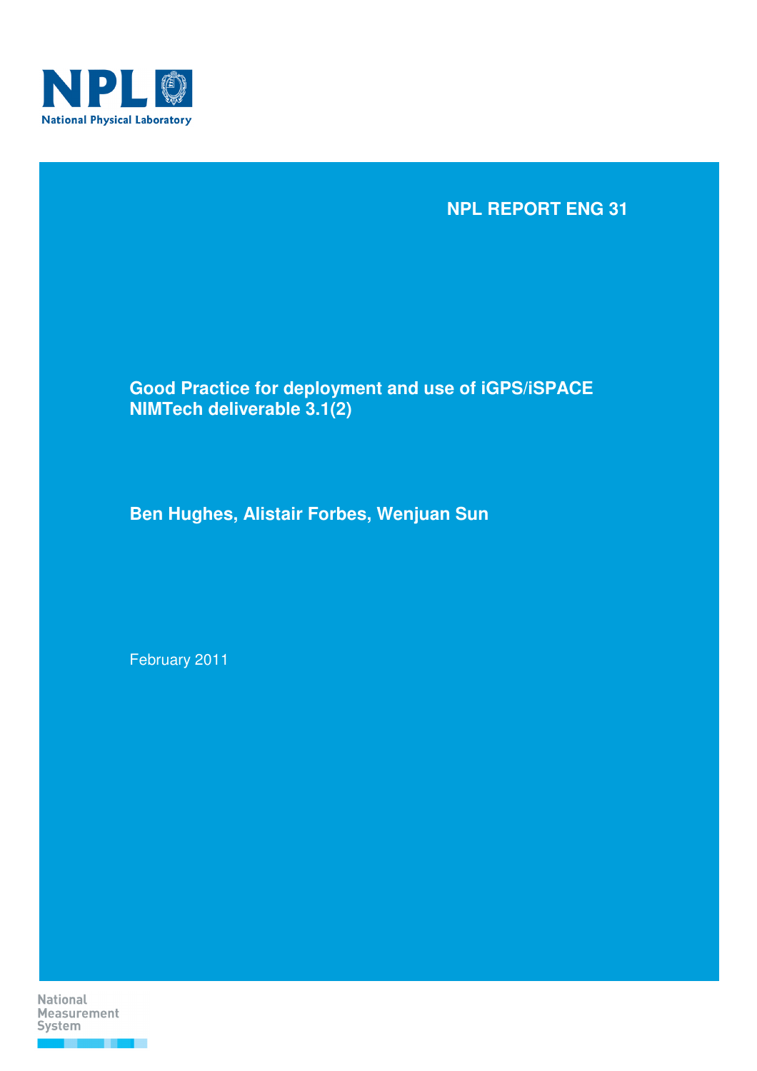NPL National Physical Laboratory

NPL REPORT ENG 31

# Good Practice for deployment and use of iGPS/iSPACE NIMTech deliverable 3.1(2)

**Ben Hughes, Alistair Forbes, Wenjuan Sun**

February 2011

National Measurement System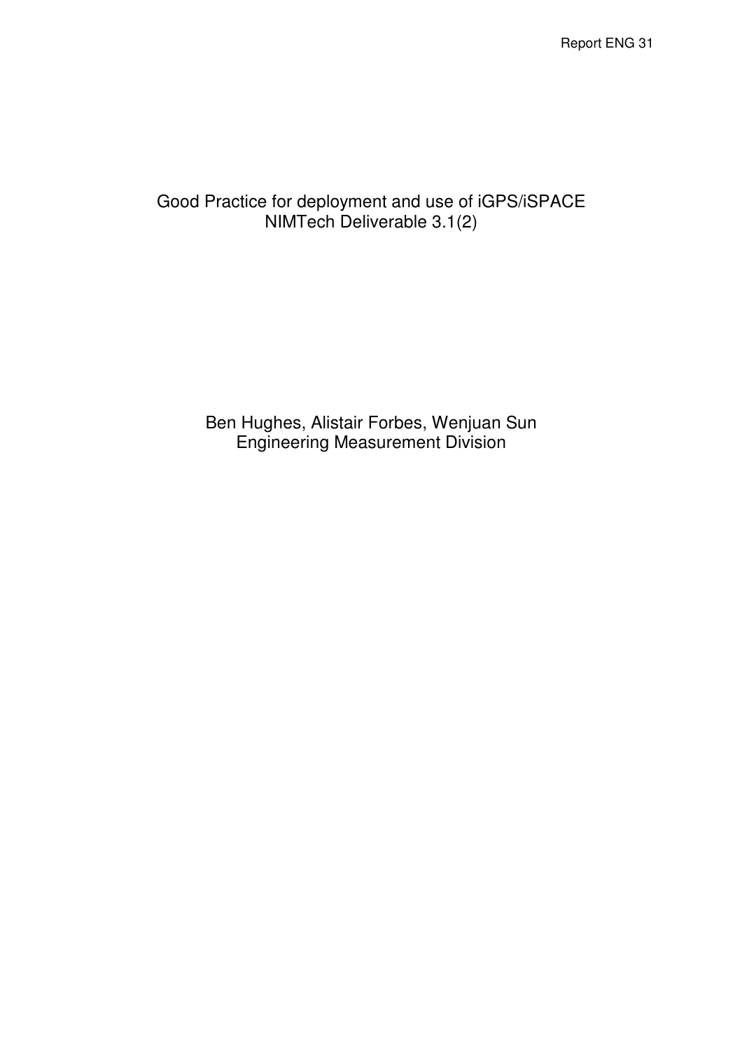Report ENG 31

# Good Practice for deployment and use of iGPS/iSPACE
NIMTech Deliverable 3.1(2)

Ben Hughes, Alistair Forbes, Wenjuan Sun
Engineering Measurement Division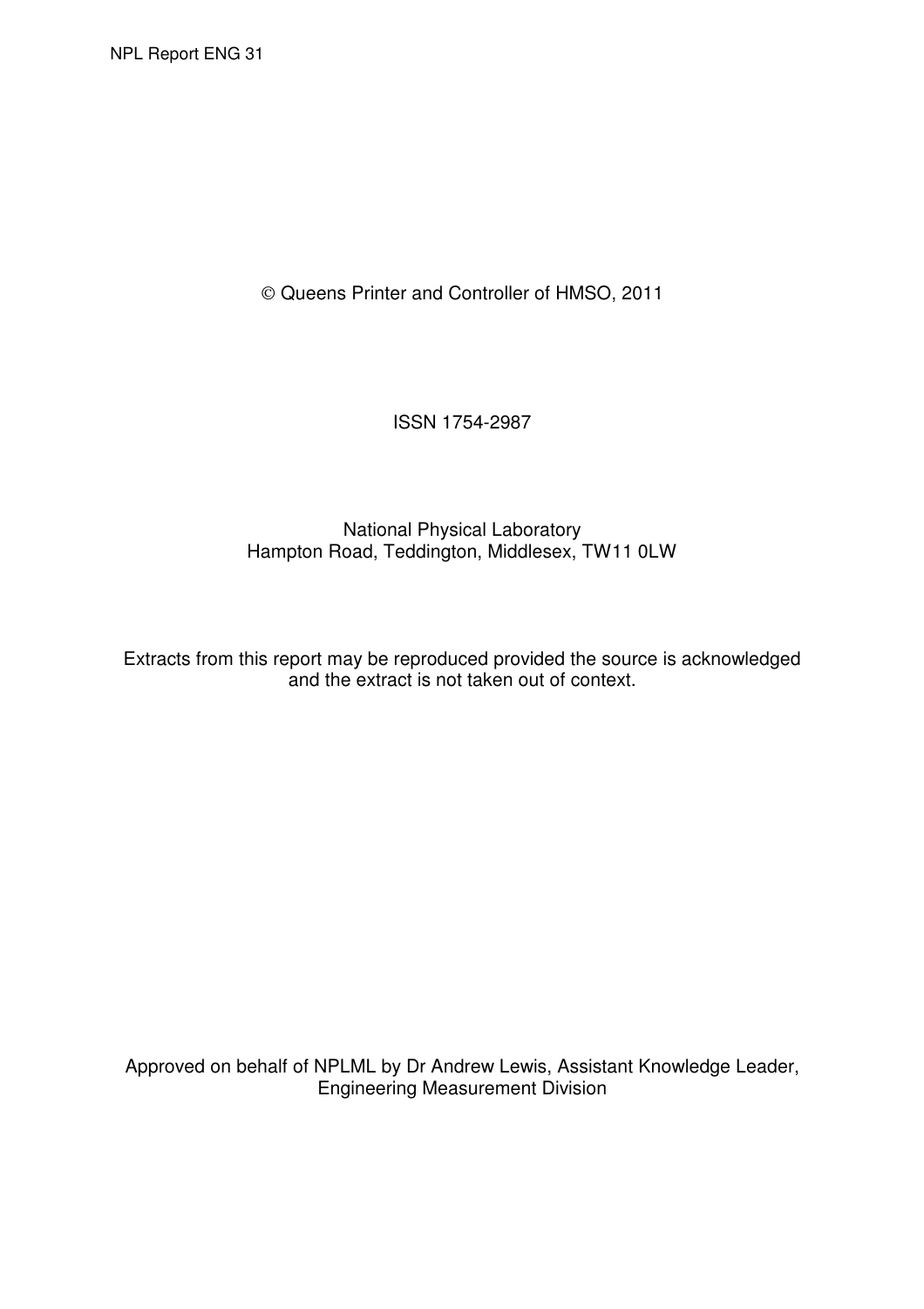© Queens Printer and Controller of HMSO, 2011

ISSN 1754-2987

National Physical Laboratory
Hampton Road, Teddington, Middlesex, TW11 0LW

Extracts from this report may be reproduced provided the source is acknowledged and the extract is not taken out of context.

Approved on behalf of NPLML by Dr Andrew Lewis, Assistant Knowledge Leader, Engineering Measurement Division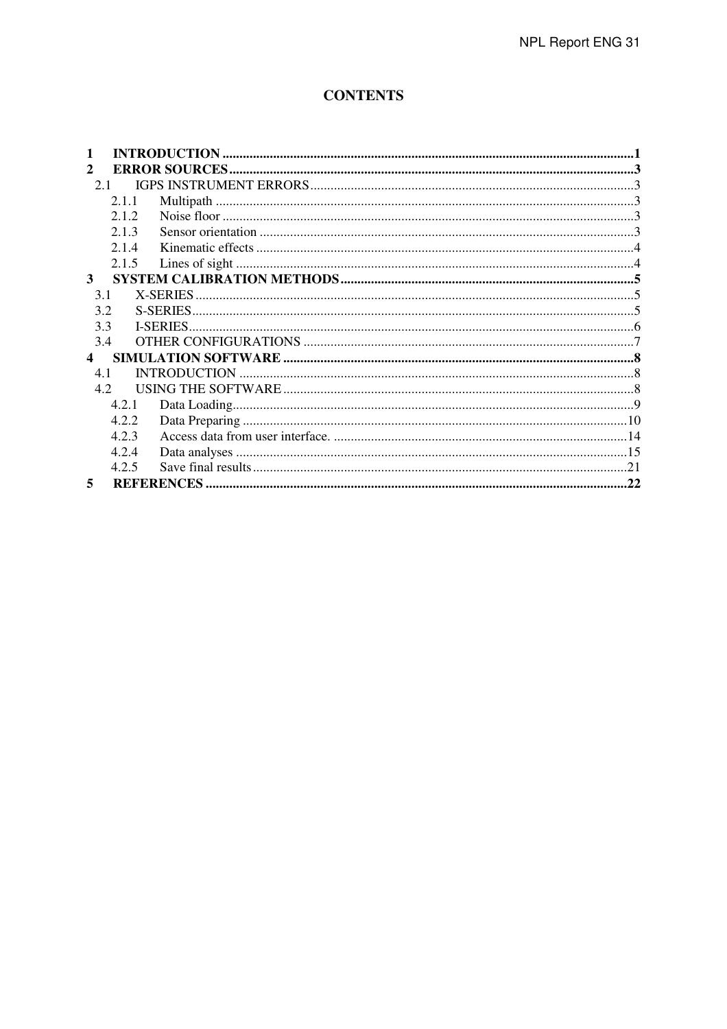# CONTENTS

1 INTRODUCTION ....................................................................................................................1
2 ERROR SOURCES ..................................................................................................................3
 2.1 IGPS INSTRUMENT ERRORS ...............................................................................................3
  2.1.1 Multipath ..........................................................................................................................3
  2.1.2 Noise floor .........................................................................................................................3
  2.1.3 Sensor orientation .............................................................................................................3
  2.1.4 Kinematic effects ...............................................................................................................4
  2.1.5 Lines of sight .....................................................................................................................4
3 SYSTEM CALIBRATION METHODS .....................................................................................5
 3.1 X-SERIES ................................................................................................................................5
 3.2 S-SERIES .................................................................................................................................5
 3.3 I-SERIES ..................................................................................................................................6
 3.4 OTHER CONFIGURATIONS .................................................................................................7
4 SIMULATION SOFTWARE .....................................................................................................8
 4.1 INTRODUCTION ....................................................................................................................8
 4.2 USING THE SOFTWARE ........................................................................................................8
  4.2.1 Data Loading .....................................................................................................................9
  4.2.2 Data Preparing .................................................................................................................10
  4.2.3 Access data from user interface. .......................................................................................14
  4.2.4 Data analyses ...................................................................................................................15
  4.2.5 Save final results ..............................................................................................................21
5 REFERENCES ........................................................................................................................22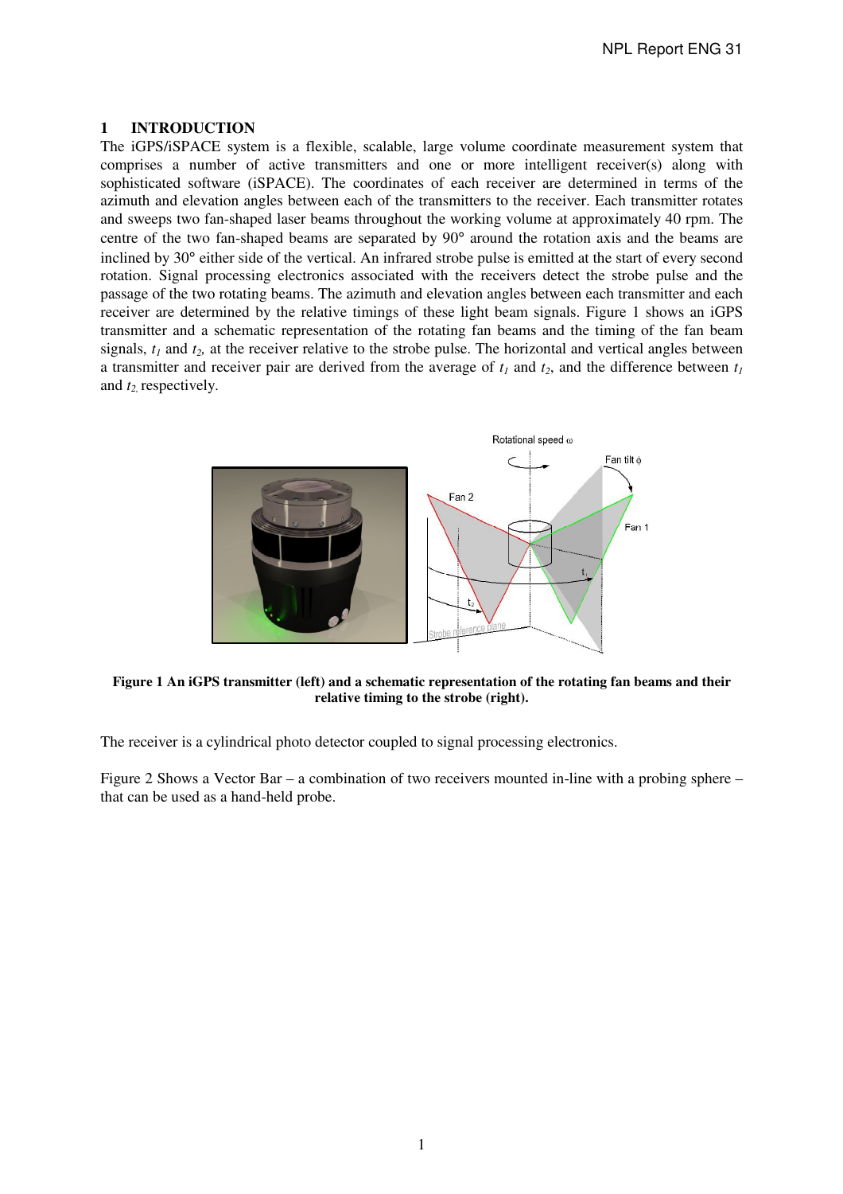# 1 INTRODUCTION

The iGPS/iSPACE system is a flexible, scalable, large volume coordinate measurement system that comprises a number of active transmitters and one or more intelligent receiver(s) along with sophisticated software (iSPACE). The coordinates of each receiver are determined in terms of the azimuth and elevation angles between each of the transmitters to the receiver. Each transmitter rotates and sweeps two fan-shaped laser beams throughout the working volume at approximately 40 rpm. The centre of the two fan-shaped beams are separated by 90° around the rotation axis and the beams are inclined by 30° either side of the vertical. An infrared strobe pulse is emitted at the start of every second rotation. Signal processing electronics associated with the receivers detect the strobe pulse and the passage of the two rotating beams. The azimuth and elevation angles between each transmitter and each receiver are determined by the relative timings of these light beam signals. Figure 1 shows an iGPS transmitter and a schematic representation of the rotating fan beams and the timing of the fan beam signals, $t_1$ and $t_2$, at the receiver relative to the strobe pulse. The horizontal and vertical angles between a transmitter and receiver pair are derived from the average of $t_1$ and $t_2$, and the difference between $t_1$ and $t_2$, respectively.

**Figure 1 An iGPS transmitter (left) and a schematic representation of the rotating fan beams and their relative timing to the strobe (right).**

The receiver is a cylindrical photo detector coupled to signal processing electronics.

Figure 2 Shows a Vector Bar – a combination of two receivers mounted in-line with a probing sphere – that can be used as a hand-held probe.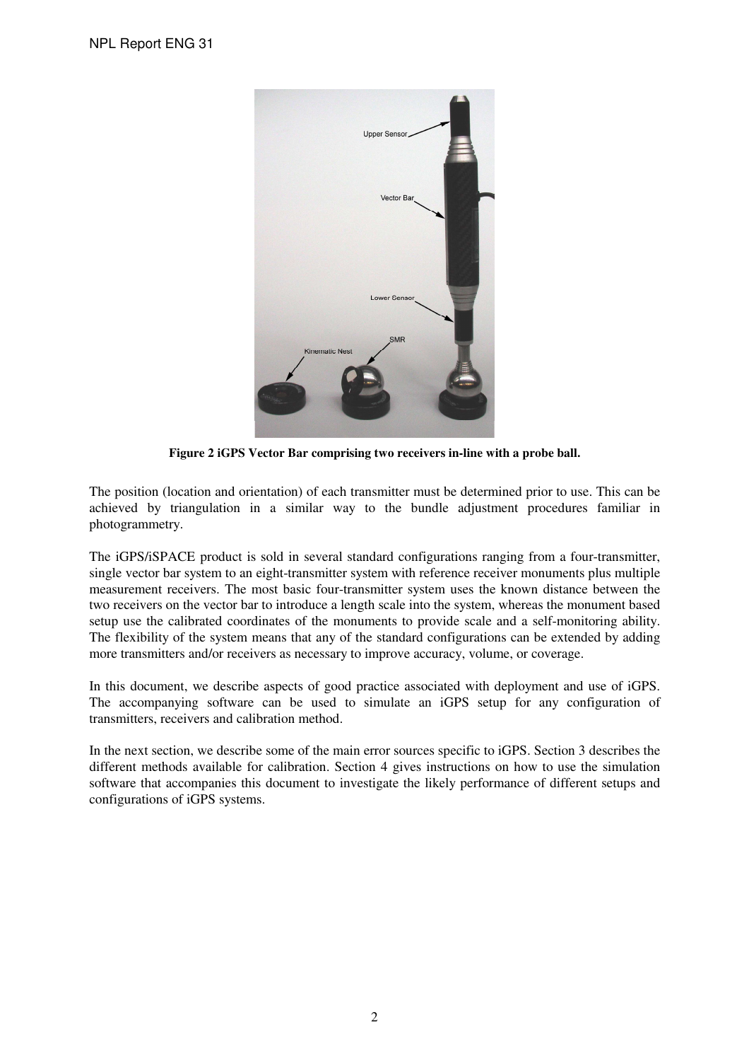**Figure 2 iGPS Vector Bar comprising two receivers in-line with a probe ball.**

The position (location and orientation) of each transmitter must be determined prior to use. This can be achieved by triangulation in a similar way to the bundle adjustment procedures familiar in photogrammetry.

The iGPS/iSPACE product is sold in several standard configurations ranging from a four-transmitter, single vector bar system to an eight-transmitter system with reference receiver monuments plus multiple measurement receivers. The most basic four-transmitter system uses the known distance between the two receivers on the vector bar to introduce a length scale into the system, whereas the monument based setup use the calibrated coordinates of the monuments to provide scale and a self-monitoring ability. The flexibility of the system means that any of the standard configurations can be extended by adding more transmitters and/or receivers as necessary to improve accuracy, volume, or coverage.

In this document, we describe aspects of good practice associated with deployment and use of iGPS. The accompanying software can be used to simulate an iGPS setup for any configuration of transmitters, receivers and calibration method.

In the next section, we describe some of the main error sources specific to iGPS. Section 3 describes the different methods available for calibration. Section 4 gives instructions on how to use the simulation software that accompanies this document to investigate the likely performance of different setups and configurations of iGPS systems.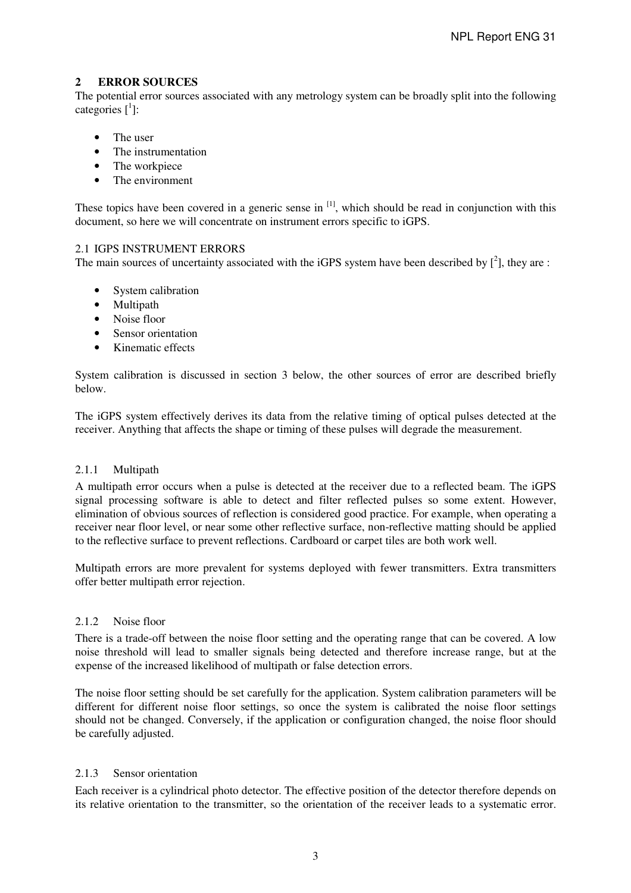## 2 ERROR SOURCES

The potential error sources associated with any metrology system can be broadly split into the following categories [1]:

- The user
- The instrumentation
- The workpiece
- The environment

These topics have been covered in a generic sense in [1], which should be read in conjunction with this document, so here we will concentrate on instrument errors specific to iGPS.

### 2.1 IGPS INSTRUMENT ERRORS

The main sources of uncertainty associated with the iGPS system have been described by [2], they are :

- System calibration
- Multipath
- Noise floor
- Sensor orientation
- Kinematic effects

System calibration is discussed in section 3 below, the other sources of error are described briefly below.

The iGPS system effectively derives its data from the relative timing of optical pulses detected at the receiver. Anything that affects the shape or timing of these pulses will degrade the measurement.

#### 2.1.1 Multipath

A multipath error occurs when a pulse is detected at the receiver due to a reflected beam. The iGPS signal processing software is able to detect and filter reflected pulses so some extent. However, elimination of obvious sources of reflection is considered good practice. For example, when operating a receiver near floor level, or near some other reflective surface, non-reflective matting should be applied to the reflective surface to prevent reflections. Cardboard or carpet tiles are both work well.

Multipath errors are more prevalent for systems deployed with fewer transmitters. Extra transmitters offer better multipath error rejection.

#### 2.1.2 Noise floor

There is a trade-off between the noise floor setting and the operating range that can be covered. A low noise threshold will lead to smaller signals being detected and therefore increase range, but at the expense of the increased likelihood of multipath or false detection errors.

The noise floor setting should be set carefully for the application. System calibration parameters will be different for different noise floor settings, so once the system is calibrated the noise floor settings should not be changed. Conversely, if the application or configuration changed, the noise floor should be carefully adjusted.

#### 2.1.3 Sensor orientation

Each receiver is a cylindrical photo detector. The effective position of the detector therefore depends on its relative orientation to the transmitter, so the orientation of the receiver leads to a systematic error.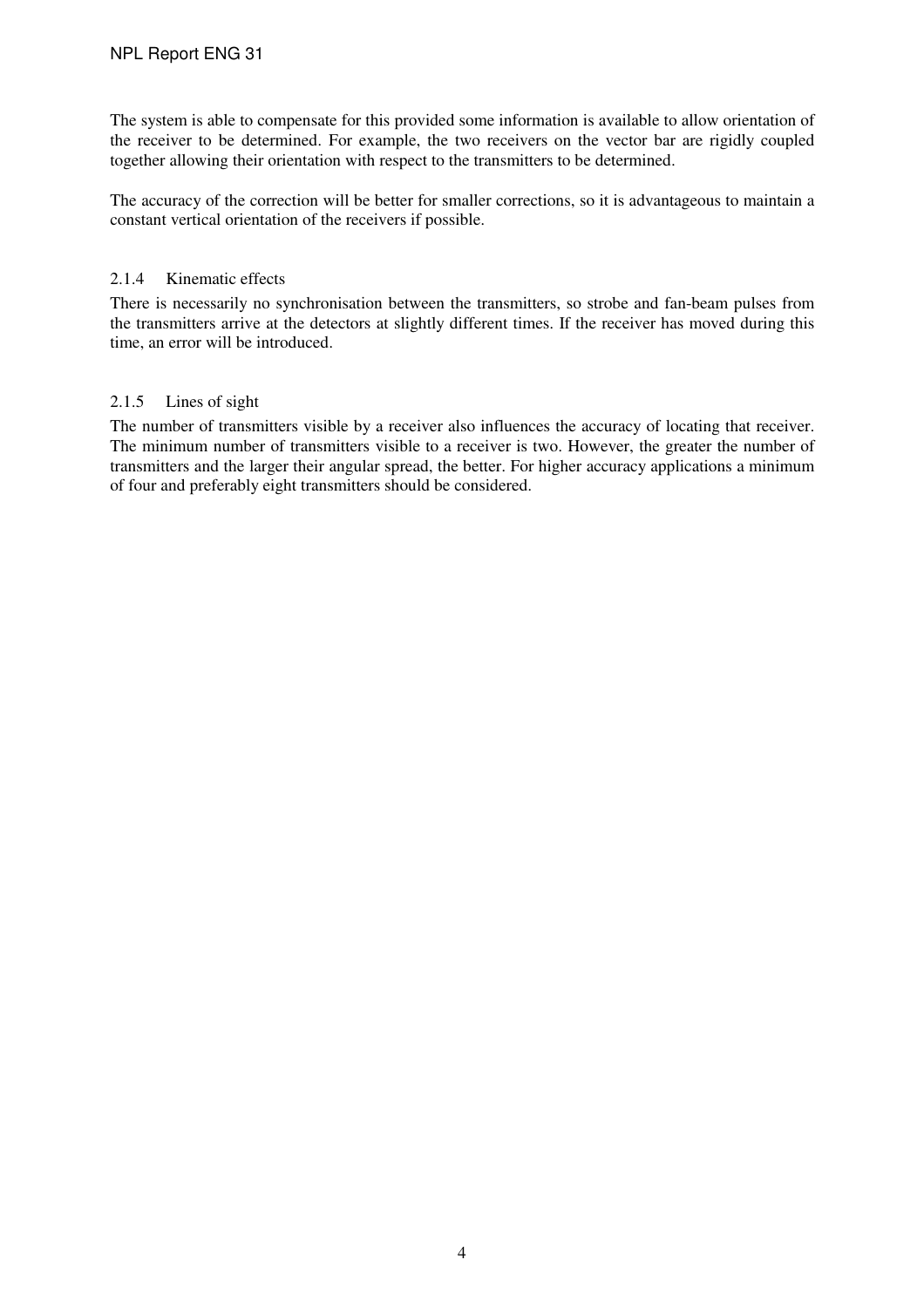The system is able to compensate for this provided some information is available to allow orientation of the receiver to be determined. For example, the two receivers on the vector bar are rigidly coupled together allowing their orientation with respect to the transmitters to be determined.

The accuracy of the correction will be better for smaller corrections, so it is advantageous to maintain a constant vertical orientation of the receivers if possible.

### 2.1.4 Kinematic effects

There is necessarily no synchronisation between the transmitters, so strobe and fan-beam pulses from the transmitters arrive at the detectors at slightly different times. If the receiver has moved during this time, an error will be introduced.

### 2.1.5 Lines of sight

The number of transmitters visible by a receiver also influences the accuracy of locating that receiver. The minimum number of transmitters visible to a receiver is two. However, the greater the number of transmitters and the larger their angular spread, the better. For higher accuracy applications a minimum of four and preferably eight transmitters should be considered.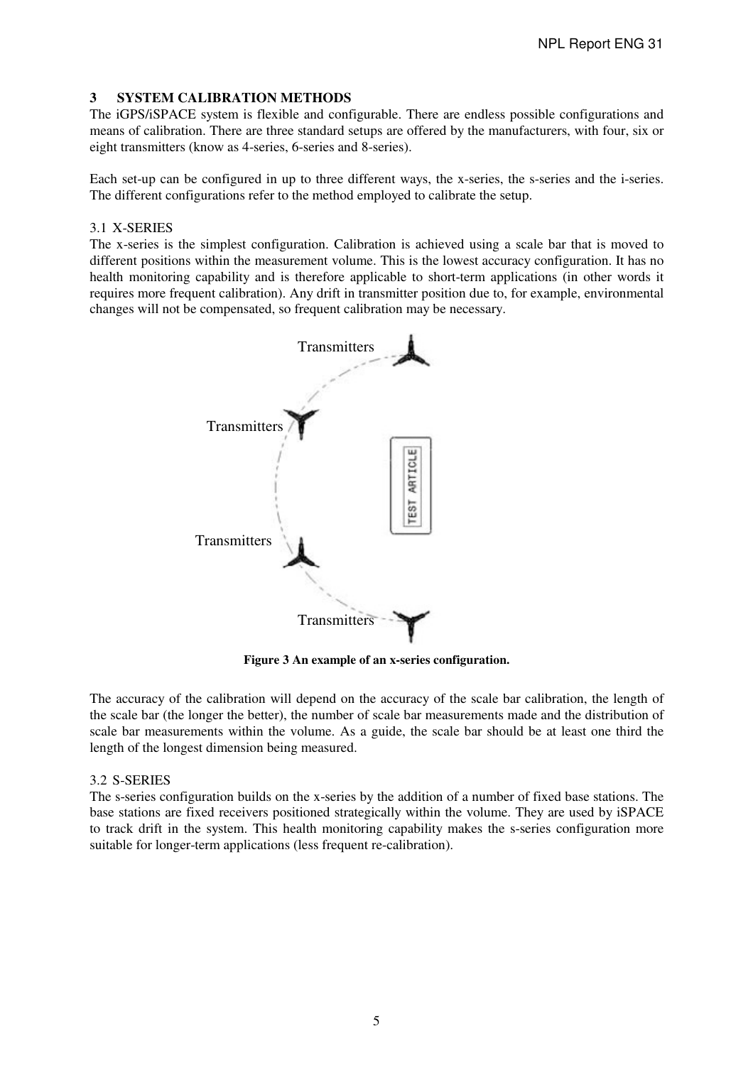## 3 SYSTEM CALIBRATION METHODS

The iGPS/iSPACE system is flexible and configurable. There are endless possible configurations and means of calibration. There are three standard setups are offered by the manufacturers, with four, six or eight transmitters (know as 4-series, 6-series and 8-series).

Each set-up can be configured in up to three different ways, the x-series, the s-series and the i-series. The different configurations refer to the method employed to calibrate the setup.

### 3.1 X-SERIES

The x-series is the simplest configuration. Calibration is achieved using a scale bar that is moved to different positions within the measurement volume. This is the lowest accuracy configuration. It has no health monitoring capability and is therefore applicable to short-term applications (in other words it requires more frequent calibration). Any drift in transmitter position due to, for example, environmental changes will not be compensated, so frequent calibration may be necessary.

Transmitters

Transmitters

TEST ARTICLE

Transmitters

Transmitters

**Figure 3 An example of an x-series configuration.**

The accuracy of the calibration will depend on the accuracy of the scale bar calibration, the length of the scale bar (the longer the better), the number of scale bar measurements made and the distribution of scale bar measurements within the volume. As a guide, the scale bar should be at least one third the length of the longest dimension being measured.

### 3.2 S-SERIES

The s-series configuration builds on the x-series by the addition of a number of fixed base stations. The base stations are fixed receivers positioned strategically within the volume. They are used by iSPACE to track drift in the system. This health monitoring capability makes the s-series configuration more suitable for longer-term applications (less frequent re-calibration).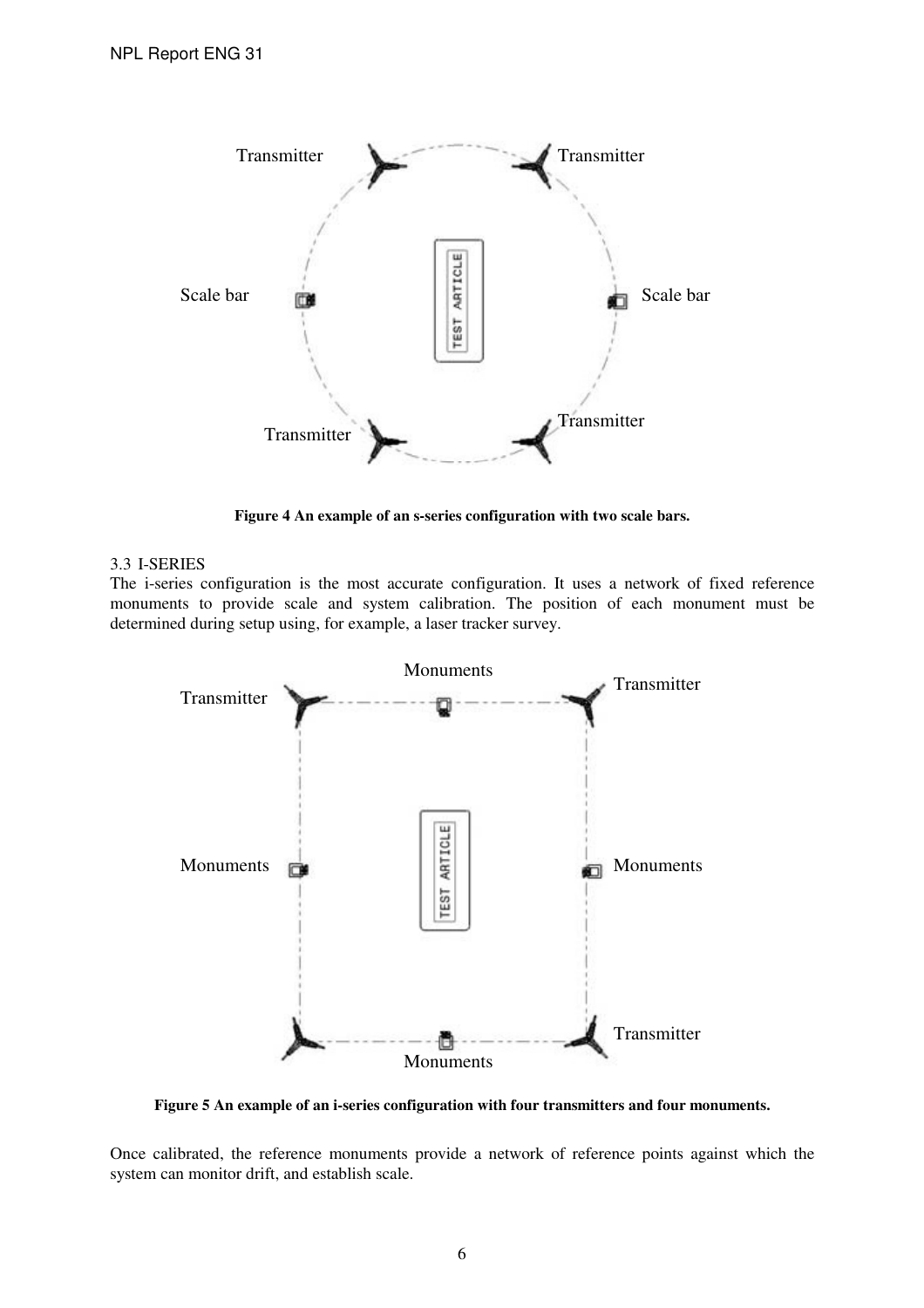Figure 4 An example of an s-series configuration with two scale bars.

## 3.3 I-SERIES

The i-series configuration is the most accurate configuration. It uses a network of fixed reference monuments to provide scale and system calibration. The position of each monument must be determined during setup using, for example, a laser tracker survey.

Figure 5 An example of an i-series configuration with four transmitters and four monuments.

Once calibrated, the reference monuments provide a network of reference points against which the system can monitor drift, and establish scale.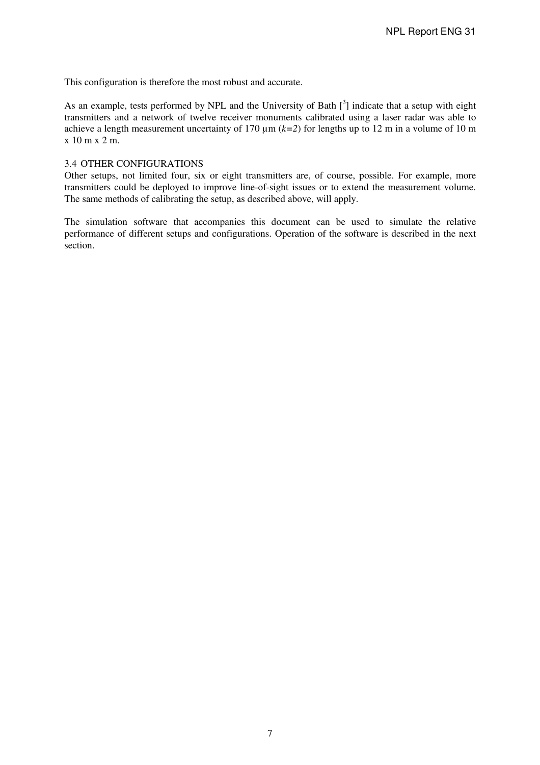This configuration is therefore the most robust and accurate.

As an example, tests performed by NPL and the University of Bath [3] indicate that a setup with eight transmitters and a network of twelve receiver monuments calibrated using a laser radar was able to achieve a length measurement uncertainty of 170 µm (*k=2*) for lengths up to 12 m in a volume of 10 m x 10 m x 2 m.

### 3.4 OTHER CONFIGURATIONS

Other setups, not limited four, six or eight transmitters are, of course, possible. For example, more transmitters could be deployed to improve line-of-sight issues or to extend the measurement volume. The same methods of calibrating the setup, as described above, will apply.

The simulation software that accompanies this document can be used to simulate the relative performance of different setups and configurations. Operation of the software is described in the next section.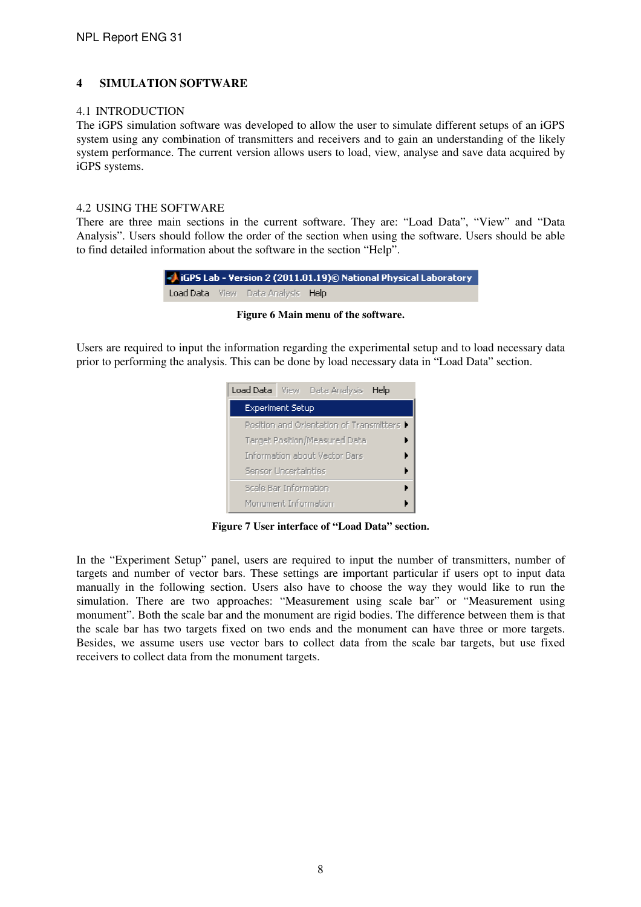# 4 SIMULATION SOFTWARE

## 4.1 INTRODUCTION

The iGPS simulation software was developed to allow the user to simulate different setups of an iGPS system using any combination of transmitters and receivers and to gain an understanding of the likely system performance. The current version allows users to load, view, analyse and save data acquired by iGPS systems.

## 4.2 USING THE SOFTWARE

There are three main sections in the current software. They are: “Load Data”, “View” and “Data Analysis”. Users should follow the order of the section when using the software. Users should be able to find detailed information about the software in the section “Help”.

iGPS Lab - Version 2 (2011.01.19)© National Physical Laboratory
Load Data View Data Analysis Help

**Figure 6 Main menu of the software.**

Users are required to input the information regarding the experimental setup and to load necessary data prior to performing the analysis. This can be done by load necessary data in “Load Data” section.

Load Data View Data Analysis Help
- Experiment Setup
- Position and Orientation of Transmitters
- Target Position/Measured Data
- Information about Vector Bars
- Sensor Uncertainties
- Scale Bar Information
- Monument Information

**Figure 7 User interface of “Load Data” section.**

In the “Experiment Setup” panel, users are required to input the number of transmitters, number of targets and number of vector bars. These settings are important particular if users opt to input data manually in the following section. Users also have to choose the way they would like to run the simulation. There are two approaches: “Measurement using scale bar” or “Measurement using monument”. Both the scale bar and the monument are rigid bodies. The difference between them is that the scale bar has two targets fixed on two ends and the monument can have three or more targets. Besides, we assume users use vector bars to collect data from the scale bar targets, but use fixed receivers to collect data from the monument targets.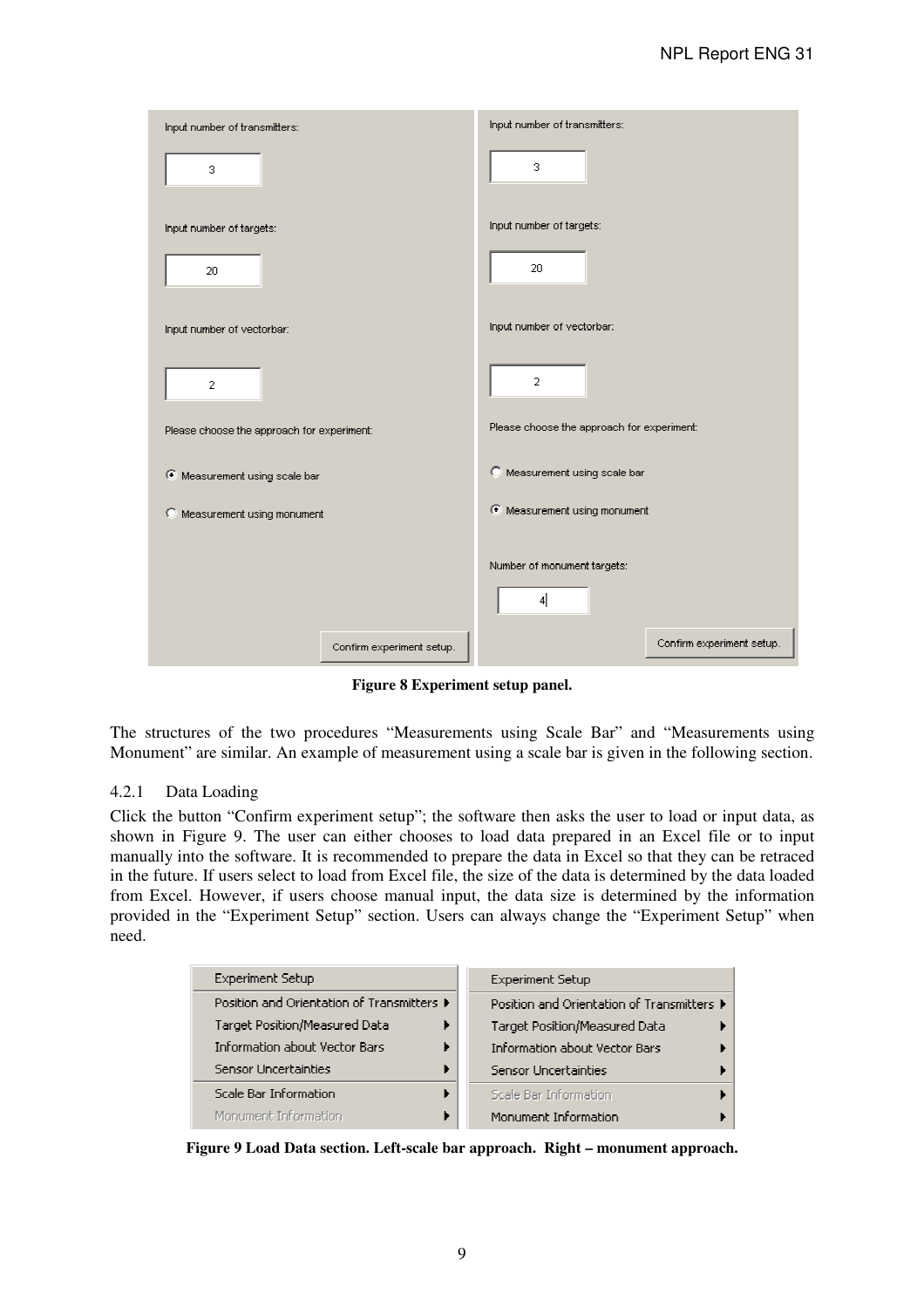Figure 8 Experiment setup panel.

The structures of the two procedures "Measurements using Scale Bar" and "Measurements using Monument" are similar. An example of measurement using a scale bar is given in the following section.

### 4.2.1 Data Loading

Click the button "Confirm experiment setup"; the software then asks the user to load or input data, as shown in Figure 9. The user can either chooses to load data prepared in an Excel file or to input manually into the software. It is recommended to prepare the data in Excel so that they can be retraced in the future. If users select to load from Excel file, the size of the data is determined by the data loaded from Excel. However, if users choose manual input, the data size is determined by the information provided in the "Experiment Setup" section. Users can always change the "Experiment Setup" when need.

Figure 9 Load Data section. Left-scale bar approach. Right – monument approach.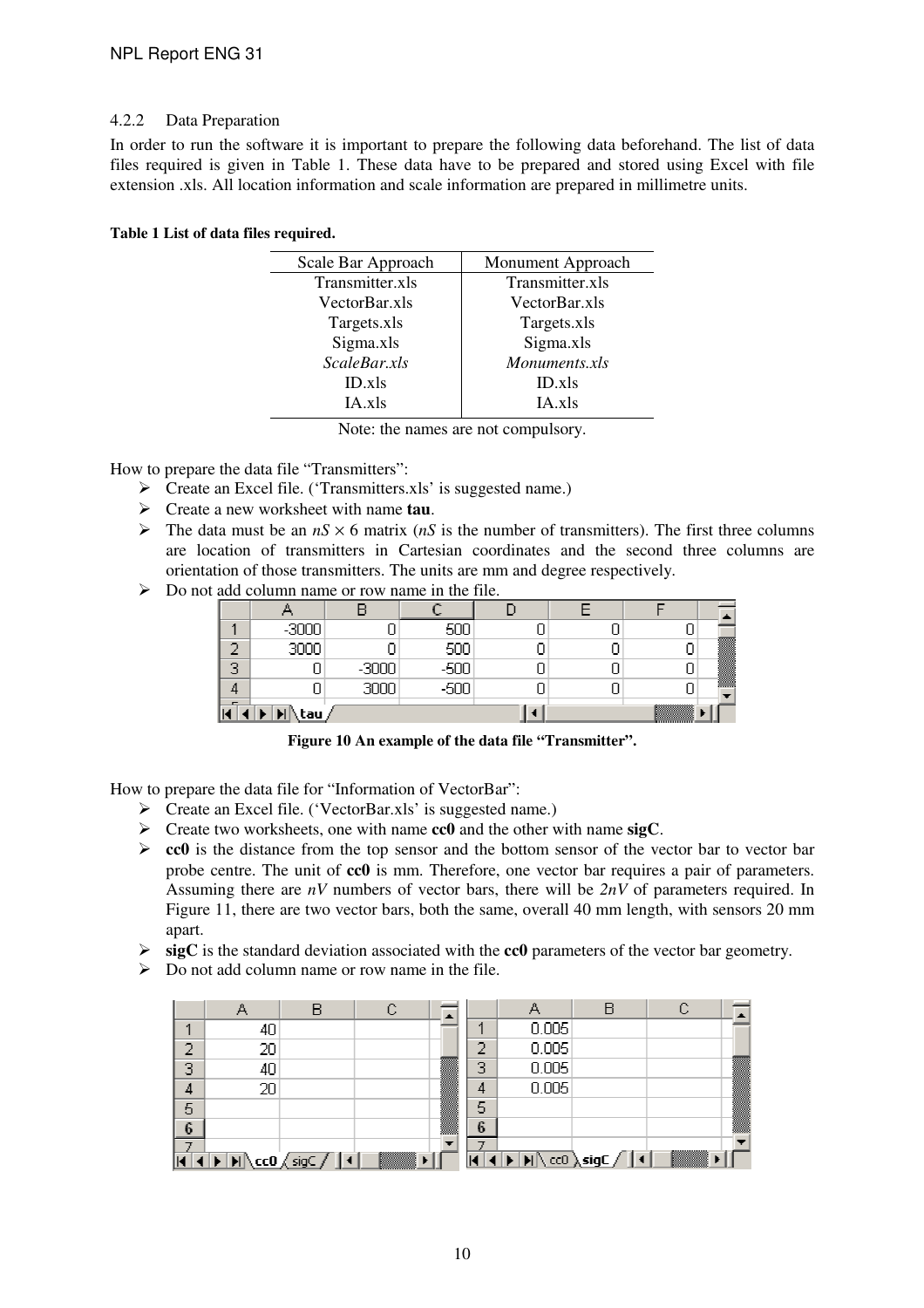#### 4.2.2 Data Preparation

In order to run the software it is important to prepare the following data beforehand. The list of data files required is given in Table 1. These data have to be prepared and stored using Excel with file extension .xls. All location information and scale information are prepared in millimetre units.

**Table 1 List of data files required.**

| Scale Bar Approach | Monument Approach |
|---|---|
| Transmitter.xls | Transmitter.xls |
| VectorBar.xls | VectorBar.xls |
| Targets.xls | Targets.xls |
| Sigma.xls | Sigma.xls |
| *ScaleBar.xls* | *Monuments.xls* |
| ID.xls | ID.xls |
| IA.xls | IA.xls |

Note: the names are not compulsory.

How to prepare the data file "Transmitters":

- Create an Excel file. ('Transmitters.xls' is suggested name.)
- Create a new worksheet with name **tau**.
- The data must be an $nS \times 6$ matrix ($nS$ is the number of transmitters). The first three columns are location of transmitters in Cartesian coordinates and the second three columns are orientation of those transmitters. The units are mm and degree respectively.
- Do not add column name or row name in the file.

| | A | B | C | D | E | F |
|---|---|---|---|---|---|---|
| 1 | -3000 | 0 | 500 | 0 | 0 | 0 |
| 2 | 3000 | 0 | 500 | 0 | 0 | 0 |
| 3 | 0 | -3000 | -500 | 0 | 0 | 0 |
| 4 | 0 | 3000 | -500 | 0 | 0 | 0 |

**Figure 10 An example of the data file "Transmitter".**

How to prepare the data file for "Information of VectorBar":

- Create an Excel file. ('VectorBar.xls' is suggested name.)
- Create two worksheets, one with name **cc0** and the other with name **sigC**.
- **cc0** is the distance from the top sensor and the bottom sensor of the vector bar to vector bar probe centre. The unit of **cc0** is mm. Therefore, one vector bar requires a pair of parameters. Assuming there are $nV$ numbers of vector bars, there will be $2nV$ of parameters required. In Figure 11, there are two vector bars, both the same, overall 40 mm length, with sensors 20 mm apart.
- **sigC** is the standard deviation associated with the **cc0** parameters of the vector bar geometry.
- Do not add column name or row name in the file.

Worksheet **cc0**:

| | A | B | C |
|---|---|---|---|
| 1 | 40 | | |
| 2 | 20 | | |
| 3 | 40 | | |
| 4 | 20 | | |

Worksheet **sigC**:

| | A | B | C |
|---|---|---|---|
| 1 | 0.005 | | |
| 2 | 0.005 | | |
| 3 | 0.005 | | |
| 4 | 0.005 | | |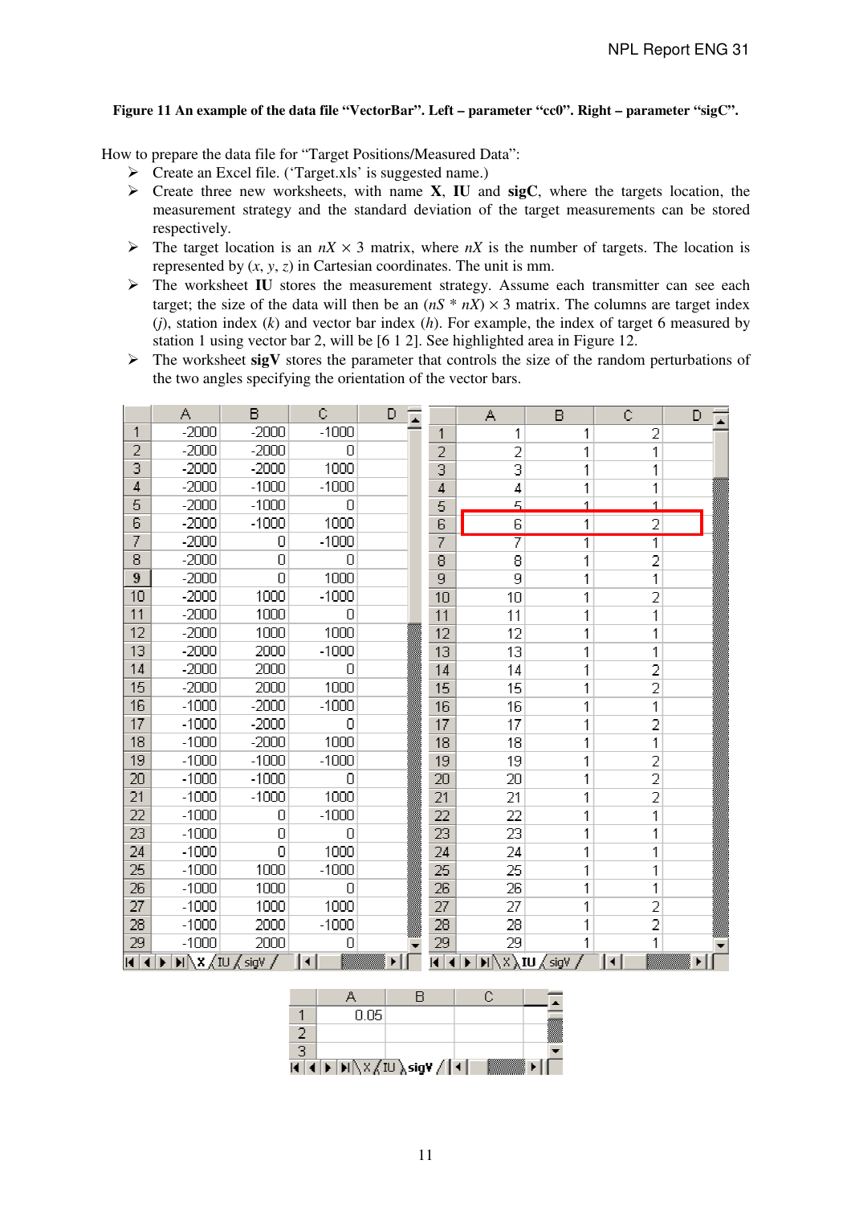**Figure 11 An example of the data file "VectorBar". Left – parameter "cc0". Right – parameter "sigC".**

How to prepare the data file for "Target Positions/Measured Data":

- Create an Excel file. ('Target.xls' is suggested name.)
- Create three new worksheets, with name **X**, **IU** and **sigC**, where the targets location, the measurement strategy and the standard deviation of the target measurements can be stored respectively.
- The target location is an $nX \times 3$ matrix, where $nX$ is the number of targets. The location is represented by $(x, y, z)$ in Cartesian coordinates. The unit is mm.
- The worksheet **IU** stores the measurement strategy. Assume each transmitter can see each target; the size of the data will then be an $(nS * nX) \times 3$ matrix. The columns are target index ($j$), station index ($k$) and vector bar index ($h$). For example, the index of target 6 measured by station 1 using vector bar 2, will be [6 1 2]. See highlighted area in Figure 12.
- The worksheet **sigV** stores the parameter that controls the size of the random perturbations of the two angles specifying the orientation of the vector bars.

Worksheet X:

| | A | B | C | D |
|---|---|---|---|---|
| 1 | -2000 | -2000 | -1000 | |
| 2 | -2000 | -2000 | 0 | |
| 3 | -2000 | -2000 | 1000 | |
| 4 | -2000 | -1000 | -1000 | |
| 5 | -2000 | -1000 | 0 | |
| 6 | -2000 | -1000 | 1000 | |
| 7 | -2000 | 0 | -1000 | |
| 8 | -2000 | 0 | 0 | |
| 9 | -2000 | 0 | 1000 | |
| 10 | -2000 | 1000 | -1000 | |
| 11 | -2000 | 1000 | 0 | |
| 12 | -2000 | 1000 | 1000 | |
| 13 | -2000 | 2000 | -1000 | |
| 14 | -2000 | 2000 | 0 | |
| 15 | -2000 | 2000 | 1000 | |
| 16 | -1000 | -2000 | -1000 | |
| 17 | -1000 | -2000 | 0 | |
| 18 | -1000 | -2000 | 1000 | |
| 19 | -1000 | -1000 | -1000 | |
| 20 | -1000 | -1000 | 0 | |
| 21 | -1000 | -1000 | 1000 | |
| 22 | -1000 | 0 | -1000 | |
| 23 | -1000 | 0 | 0 | |
| 24 | -1000 | 0 | 1000 | |
| 25 | -1000 | 1000 | -1000 | |
| 26 | -1000 | 1000 | 0 | |
| 27 | -1000 | 1000 | 1000 | |
| 28 | -1000 | 2000 | -1000 | |
| 29 | -1000 | 2000 | 0 | |

Worksheet IU:

| | A | B | C | D |
|---|---|---|---|---|
| 1 | 1 | 1 | 2 | |
| 2 | 2 | 1 | 1 | |
| 3 | 3 | 1 | 1 | |
| 4 | 4 | 1 | 1 | |
| 5 | 5 | 1 | 1 | |
| 6 | 6 | 1 | 2 | |
| 7 | 7 | 1 | 1 | |
| 8 | 8 | 1 | 2 | |
| 9 | 9 | 1 | 1 | |
| 10 | 10 | 1 | 2 | |
| 11 | 11 | 1 | 1 | |
| 12 | 12 | 1 | 1 | |
| 13 | 13 | 1 | 1 | |
| 14 | 14 | 1 | 2 | |
| 15 | 15 | 1 | 2 | |
| 16 | 16 | 1 | 1 | |
| 17 | 17 | 1 | 2 | |
| 18 | 18 | 1 | 1 | |
| 19 | 19 | 1 | 2 | |
| 20 | 20 | 1 | 2 | |
| 21 | 21 | 1 | 2 | |
| 22 | 22 | 1 | 1 | |
| 23 | 23 | 1 | 1 | |
| 24 | 24 | 1 | 1 | |
| 25 | 25 | 1 | 1 | |
| 26 | 26 | 1 | 1 | |
| 27 | 27 | 1 | 2 | |
| 28 | 28 | 1 | 2 | |
| 29 | 29 | 1 | 1 | |

Worksheet sigV:

| | A | B | C |
|---|---|---|---|
| 1 | 0.05 | | |
| 2 | | | |
| 3 | | | |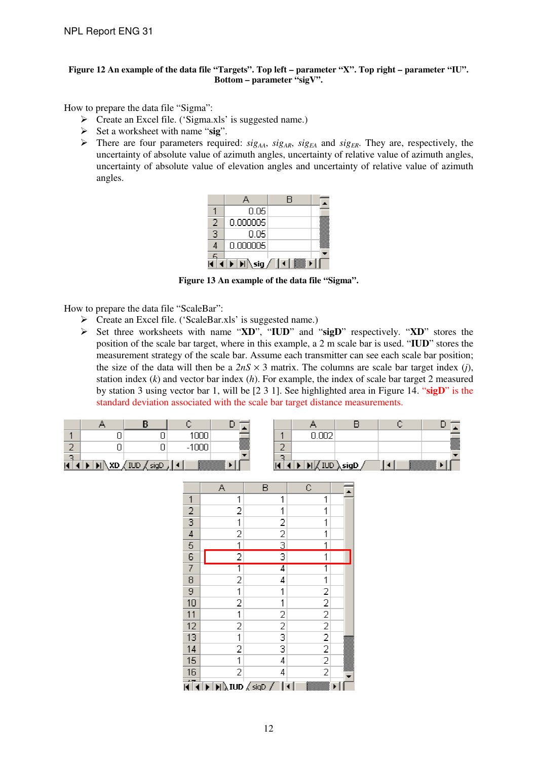**Figure 12 An example of the data file "Targets". Top left – parameter "X". Top right – parameter "IU". Bottom – parameter "sigV".**

How to prepare the data file "Sigma":

- Create an Excel file. ('Sigma.xls' is suggested name.)
- Set a worksheet with name "**sig**".
- There are four parameters required: $sig_{AA}$, $sig_{AR}$, $sig_{EA}$ and $sig_{ER}$. They are, respectively, the uncertainty of absolute value of azimuth angles, uncertainty of relative value of azimuth angles, uncertainty of absolute value of elevation angles and uncertainty of relative value of azimuth angles.

| | A | B |
|---|---|---|
| 1 | 0.05 | |
| 2 | 0.000005 | |
| 3 | 0.05 | |
| 4 | 0.000005 | |

**Figure 13 An example of the data file "Sigma".**

How to prepare the data file "ScaleBar":

- Create an Excel file. ('ScaleBar.xls' is suggested name.)
- Set three worksheets with name "**XD**", "**IUD**" and "**sigD**" respectively. "**XD**" stores the position of the scale bar target, where in this example, a 2 m scale bar is used. "**IUD**" stores the measurement strategy of the scale bar. Assume each transmitter can see each scale bar position; the size of the data will then be a $2nS \times 3$ matrix. The columns are scale bar target index ($j$), station index ($k$) and vector bar index ($h$). For example, the index of scale bar target 2 measured by station 3 using vector bar 1, will be [2 3 1]. See highlighted area in Figure 14. "**sigD**" is the standard deviation associated with the scale bar target distance measurements.

Worksheet "XD":

| | A | B | C | D |
|---|---|---|---|---|
| 1 | 0 | 0 | 1000 | |
| 2 | 0 | 0 | -1000 | |

Worksheet "sigD":

| | A | B | C | D |
|---|---|---|---|---|
| 1 | 0.002 | | | |
| 2 | | | | |

Worksheet "IUD":

| | A | B | C |
|---|---|---|---|
| 1 | 1 | 1 | 1 |
| 2 | 2 | 1 | 1 |
| 3 | 1 | 2 | 1 |
| 4 | 2 | 2 | 1 |
| 5 | 1 | 3 | 1 |
| 6 | 2 | 3 | 1 |
| 7 | 1 | 4 | 1 |
| 8 | 2 | 4 | 1 |
| 9 | 1 | 1 | 2 |
| 10 | 2 | 1 | 2 |
| 11 | 1 | 2 | 2 |
| 12 | 2 | 2 | 2 |
| 13 | 1 | 3 | 2 |
| 14 | 2 | 3 | 2 |
| 15 | 1 | 4 | 2 |
| 16 | 2 | 4 | 2 |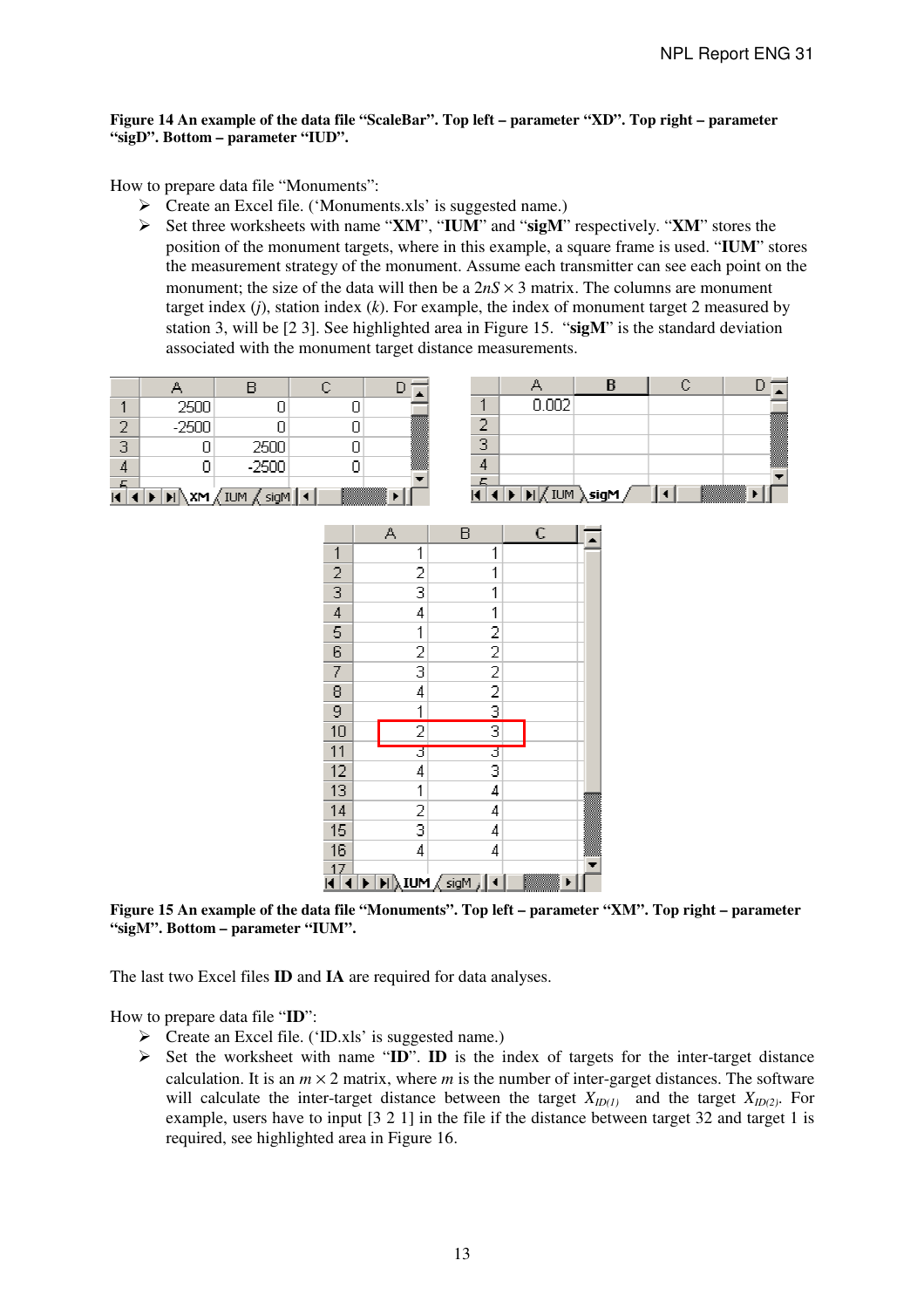**Figure 14 An example of the data file "ScaleBar". Top left – parameter "XD". Top right – parameter "sigD". Bottom – parameter "IUD".**

How to prepare data file "Monuments":

- Create an Excel file. ('Monuments.xls' is suggested name.)
- Set three worksheets with name "**XM**", "**IUM**" and "**sigM**" respectively. "**XM**" stores the position of the monument targets, where in this example, a square frame is used. "**IUM**" stores the measurement strategy of the monument. Assume each transmitter can see each point on the monument; the size of the data will then be a $2nS \times 3$ matrix. The columns are monument target index ($j$), station index ($k$). For example, the index of monument target 2 measured by station 3, will be [2 3]. See highlighted area in Figure 15. "**sigM**" is the standard deviation associated with the monument target distance measurements.

| | A | B | C |
|---|---|---|---|
| 1 | 2500 | 0 | 0 |
| 2 | -2500 | 0 | 0 |
| 3 | 0 | 2500 | 0 |
| 4 | 0 | -2500 | 0 |

| | A |
|---|---|
| 1 | 0.002 |

| | A | B |
|---|---|---|
| 1 | 1 | 1 |
| 2 | 2 | 1 |
| 3 | 3 | 1 |
| 4 | 4 | 1 |
| 5 | 1 | 2 |
| 6 | 2 | 2 |
| 7 | 3 | 2 |
| 8 | 4 | 2 |
| 9 | 1 | 3 |
| 10 | 2 | 3 |
| 11 | 3 | 3 |
| 12 | 4 | 3 |
| 13 | 1 | 4 |
| 14 | 2 | 4 |
| 15 | 3 | 4 |
| 16 | 4 | 4 |

**Figure 15 An example of the data file "Monuments". Top left – parameter "XM". Top right – parameter "sigM". Bottom – parameter "IUM".**

The last two Excel files **ID** and **IA** are required for data analyses.

How to prepare data file "**ID**":

- Create an Excel file. ('ID.xls' is suggested name.)
- Set the worksheet with name "**ID**". **ID** is the index of targets for the inter-target distance calculation. It is an $m \times 2$ matrix, where $m$ is the number of inter-garget distances. The software will calculate the inter-target distance between the target $X_{ID(1)}$ and the target $X_{ID(2)}$. For example, users have to input [3 2 1] in the file if the distance between target 32 and target 1 is required, see highlighted area in Figure 16.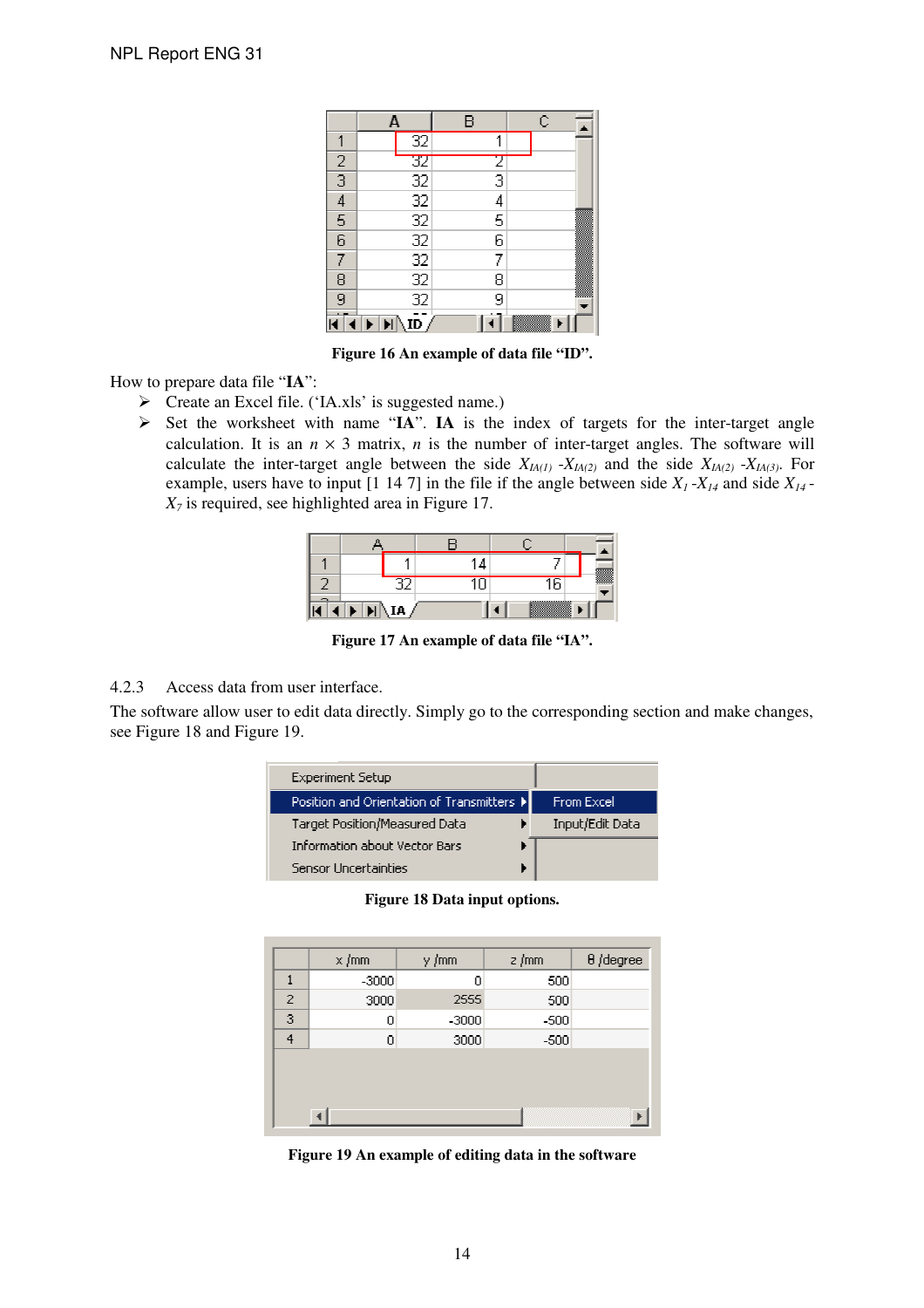| | A | B | C |
|---|---|---|---|
| 1 | 32 | 1 | |
| 2 | 32 | 2 | |
| 3 | 32 | 3 | |
| 4 | 32 | 4 | |
| 5 | 32 | 5 | |
| 6 | 32 | 6 | |
| 7 | 32 | 7 | |
| 8 | 32 | 8 | |
| 9 | 32 | 9 | |

**Figure 16 An example of data file "ID".**

How to prepare data file "**IA**":

- ➢ Create an Excel file. ('IA.xls' is suggested name.)
- ➢ Set the worksheet with name "**IA**". **IA** is the index of targets for the inter-target angle calculation. It is an $n \times 3$ matrix, $n$ is the number of inter-target angles. The software will calculate the inter-target angle between the side $X_{IA(1)}$ -$X_{IA(2)}$ and the side $X_{IA(2)}$ -$X_{IA(3)}$. For example, users have to input [1 14 7] in the file if the angle between side $X_1$ -$X_{14}$ and side $X_{14}$ -$X_7$ is required, see highlighted area in Figure 17.

| | A | B | C |
|---|---|---|---|
| 1 | 1 | 14 | 7 |
| 2 | 32 | 10 | 16 |

**Figure 17 An example of data file "IA".**

4.2.3 Access data from user interface.

The software allow user to edit data directly. Simply go to the corresponding section and make changes, see Figure 18 and Figure 19.

| Menu | Submenu |
|---|---|
| Experiment Setup | |
| Position and Orientation of Transmitters ▸ | From Excel |
| Target Position/Measured Data ▸ | Input/Edit Data |
| Information about Vector Bars ▸ | |
| Sensor Uncertainties ▸ | |

**Figure 18 Data input options.**

| | x /mm | y /mm | z /mm | θ /degree |
|---|---|---|---|---|
| 1 | -3000 | 0 | 500 | |
| 2 | 3000 | 2555 | 500 | |
| 3 | 0 | -3000 | -500 | |
| 4 | 0 | 3000 | -500 | |

**Figure 19 An example of editing data in the software**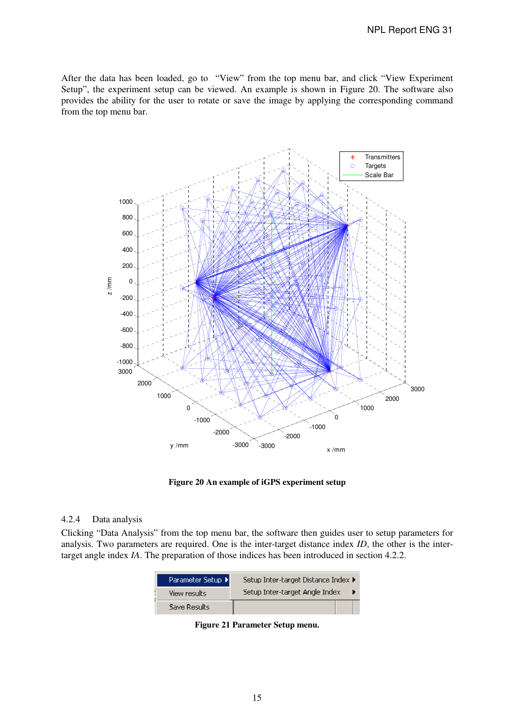After the data has been loaded, go to "View" from the top menu bar, and click "View Experiment Setup", the experiment setup can be viewed. An example is shown in Figure 20. The software also provides the ability for the user to rotate or save the image by applying the corresponding command from the top menu bar.

**Figure 20 An example of iGPS experiment setup**

### 4.2.4 Data analysis

Clicking "Data Analysis" from the top menu bar, the software then guides user to setup parameters for analysis. Two parameters are required. One is the inter-target distance index *ID*, the other is the inter-target angle index *IA*. The preparation of those indices has been introduced in section 4.2.2.

**Figure 21 Parameter Setup menu.**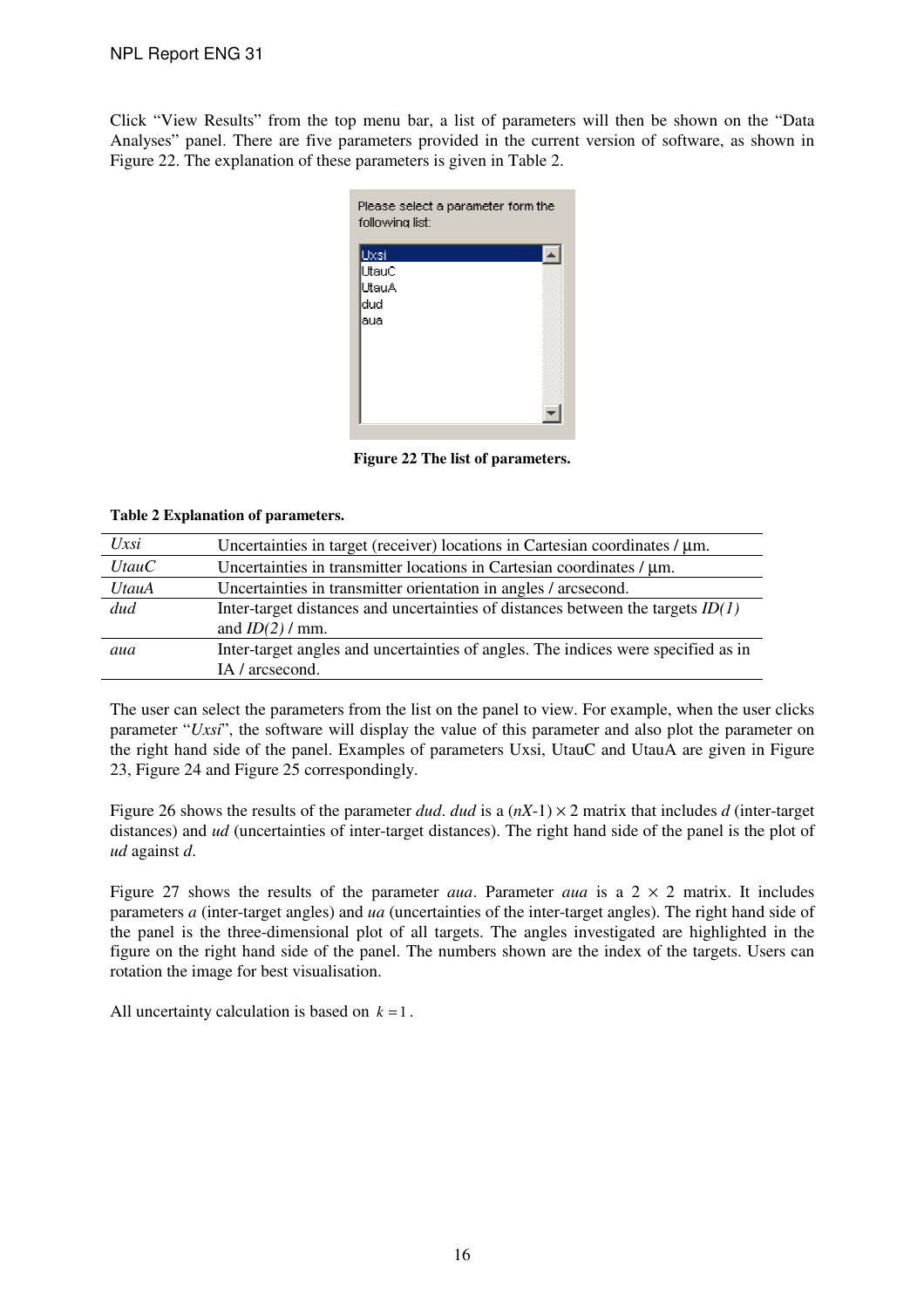Click "View Results" from the top menu bar, a list of parameters will then be shown on the "Data Analyses" panel. There are five parameters provided in the current version of software, as shown in Figure 22. The explanation of these parameters is given in Table 2.

Please select a parameter form the following list:

- Uxsi
- UtauC
- UtauA
- dud
- aua

**Figure 22 The list of parameters.**

**Table 2 Explanation of parameters.**

| | |
|---|---|
| *Uxsi* | Uncertainties in target (receiver) locations in Cartesian coordinates / µm. |
| *UtauC* | Uncertainties in transmitter locations in Cartesian coordinates / µm. |
| *UtauA* | Uncertainties in transmitter orientation in angles / arcsecond. |
| *dud* | Inter-target distances and uncertainties of distances between the targets *ID(1)* and *ID(2)* / mm. |
| *aua* | Inter-target angles and uncertainties of angles. The indices were specified as in IA / arcsecond. |

The user can select the parameters from the list on the panel to view. For example, when the user clicks parameter "*Uxsi*", the software will display the value of this parameter and also plot the parameter on the right hand side of the panel. Examples of parameters Uxsi, UtauC and UtauA are given in Figure 23, Figure 24 and Figure 25 correspondingly.

Figure 26 shows the results of the parameter *dud*. *dud* is a $(nX\text{-}1) \times 2$ matrix that includes *d* (inter-target distances) and *ud* (uncertainties of inter-target distances). The right hand side of the panel is the plot of *ud* against *d*.

Figure 27 shows the results of the parameter *aua*. Parameter *aua* is a $2 \times 2$ matrix. It includes parameters *a* (inter-target angles) and *ua* (uncertainties of the inter-target angles). The right hand side of the panel is the three-dimensional plot of all targets. The angles investigated are highlighted in the figure on the right hand side of the panel. The numbers shown are the index of the targets. Users can rotation the image for best visualisation.

All uncertainty calculation is based on $k = 1$.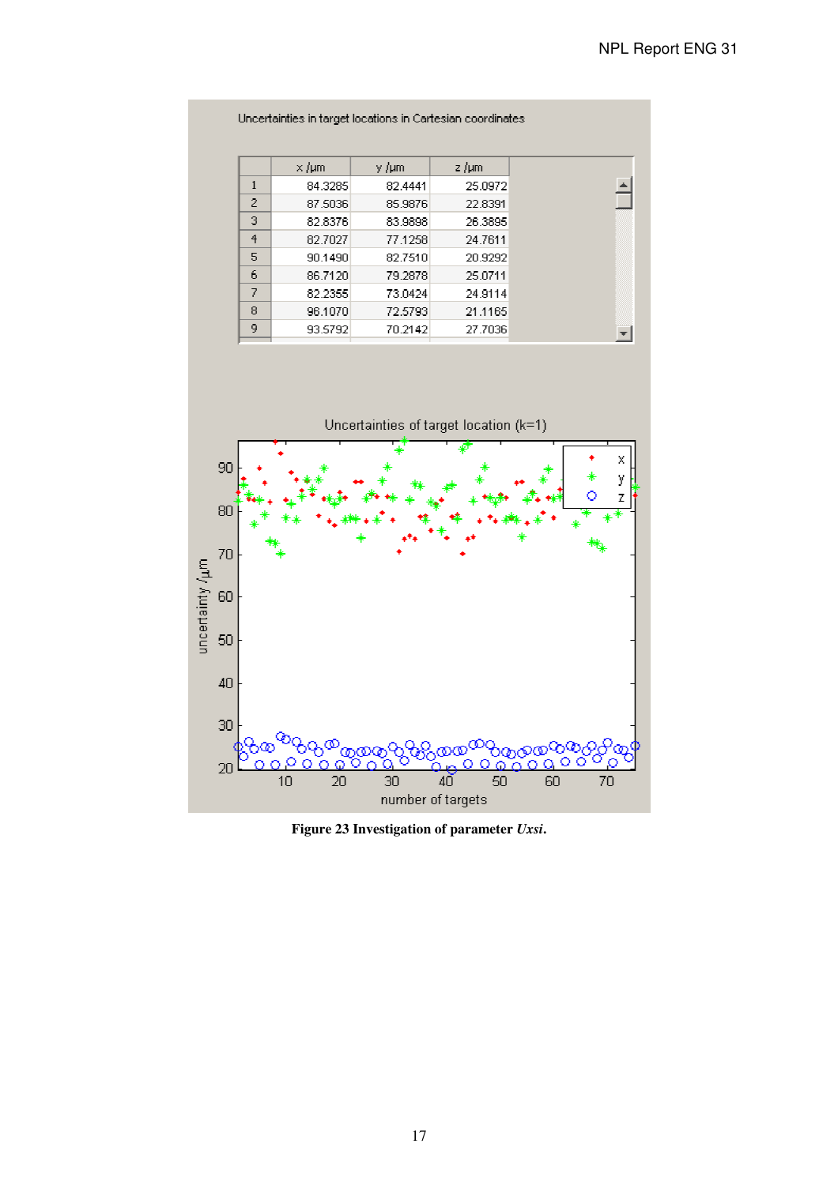Uncertainties in target locations in Cartesian coordinates

| | x /μm | y /μm | z /μm |
|---|---|---|---|
| 1 | 84.3285 | 82.4441 | 25.0972 |
| 2 | 87.5036 | 85.9876 | 22.8391 |
| 3 | 82.8376 | 83.9898 | 26.3895 |
| 4 | 82.7027 | 77.1258 | 24.7611 |
| 5 | 90.1490 | 82.7510 | 20.9292 |
| 6 | 86.7120 | 79.2878 | 25.0711 |
| 7 | 82.2355 | 73.0424 | 24.9114 |
| 8 | 96.1070 | 72.5793 | 21.1165 |
| 9 | 93.5792 | 70.2142 | 27.7036 |

Uncertainties of target location (k=1)

**Figure 23 Investigation of parameter *Uxsi*.**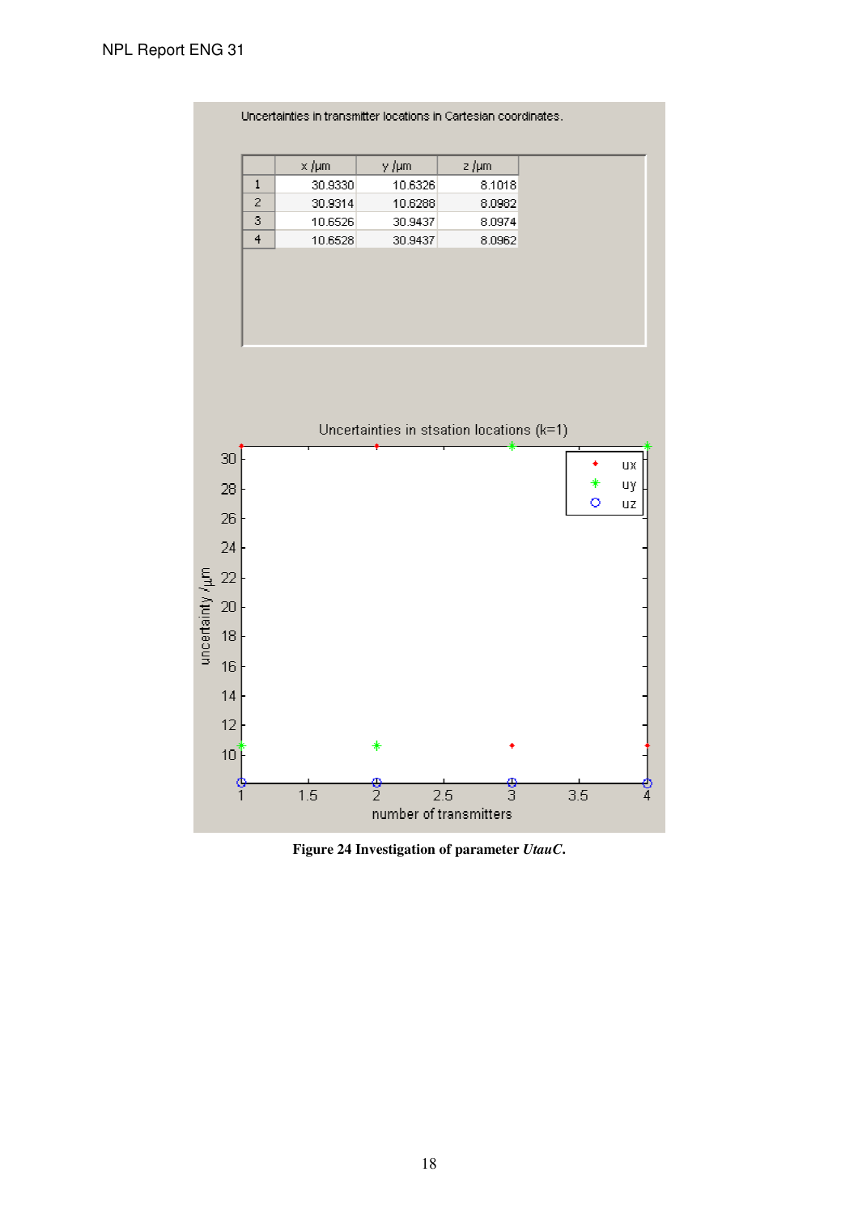Uncertainties in transmitter locations in Cartesian coordinates.

| | x /µm | y /µm | z /µm |
|---|---|---|---|
| 1 | 30.9330 | 10.6326 | 8.1018 |
| 2 | 30.9314 | 10.6288 | 8.0982 |
| 3 | 10.6526 | 30.9437 | 8.0974 |
| 4 | 10.6528 | 30.9437 | 8.0962 |

Uncertainties in stsation locations (k=1)

**Figure 24 Investigation of parameter *UtauC*.**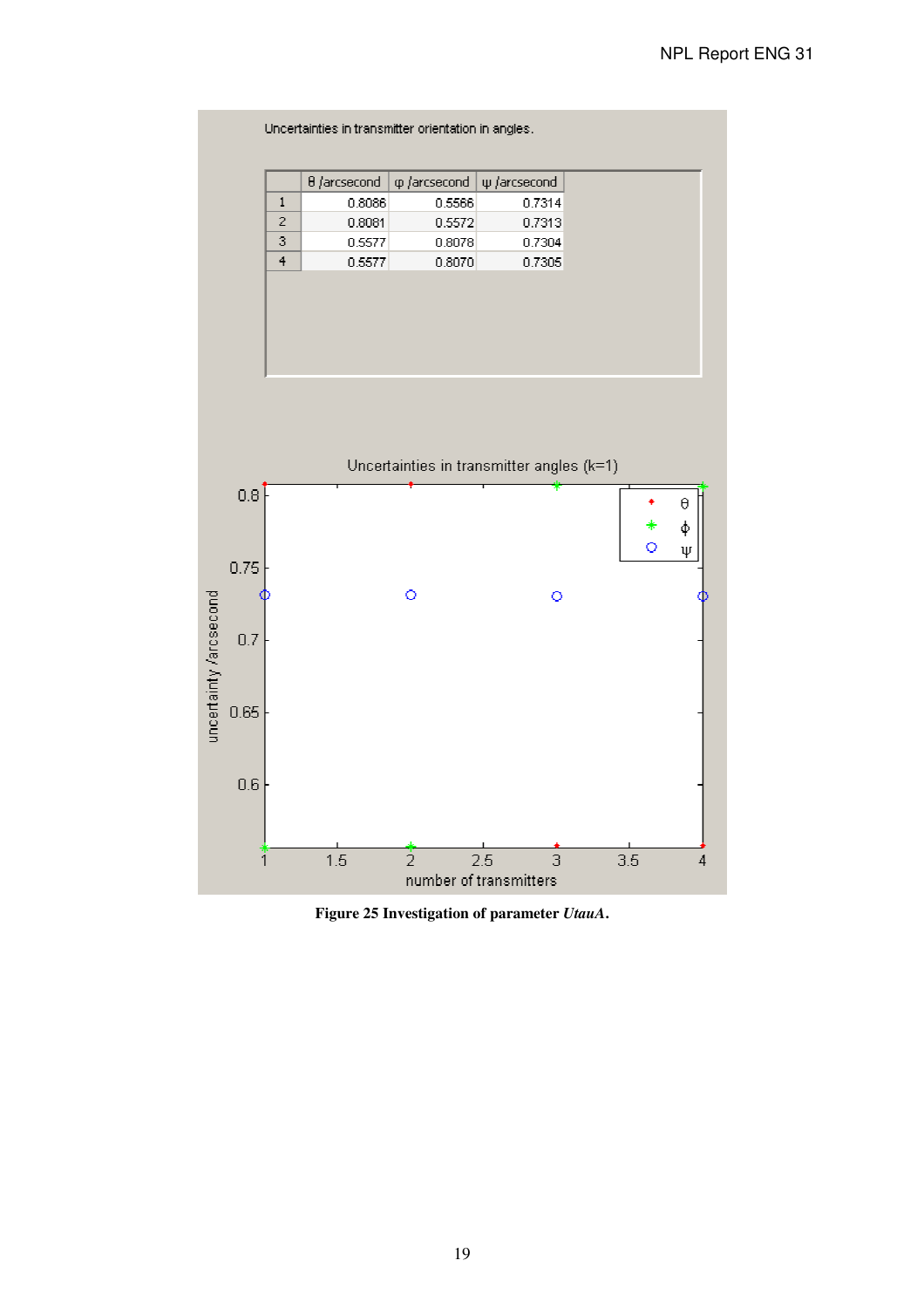Uncertainties in transmitter orientation in angles.

| | θ /arcsecond | φ /arcsecond | ψ /arcsecond |
|---|---|---|---|
| 1 | 0.8086 | 0.5566 | 0.7314 |
| 2 | 0.8081 | 0.5572 | 0.7313 |
| 3 | 0.5577 | 0.8078 | 0.7304 |
| 4 | 0.5577 | 0.8070 | 0.7305 |

Uncertainties in transmitter angles (k=1)

**Figure 25 Investigation of parameter *UtauA*.**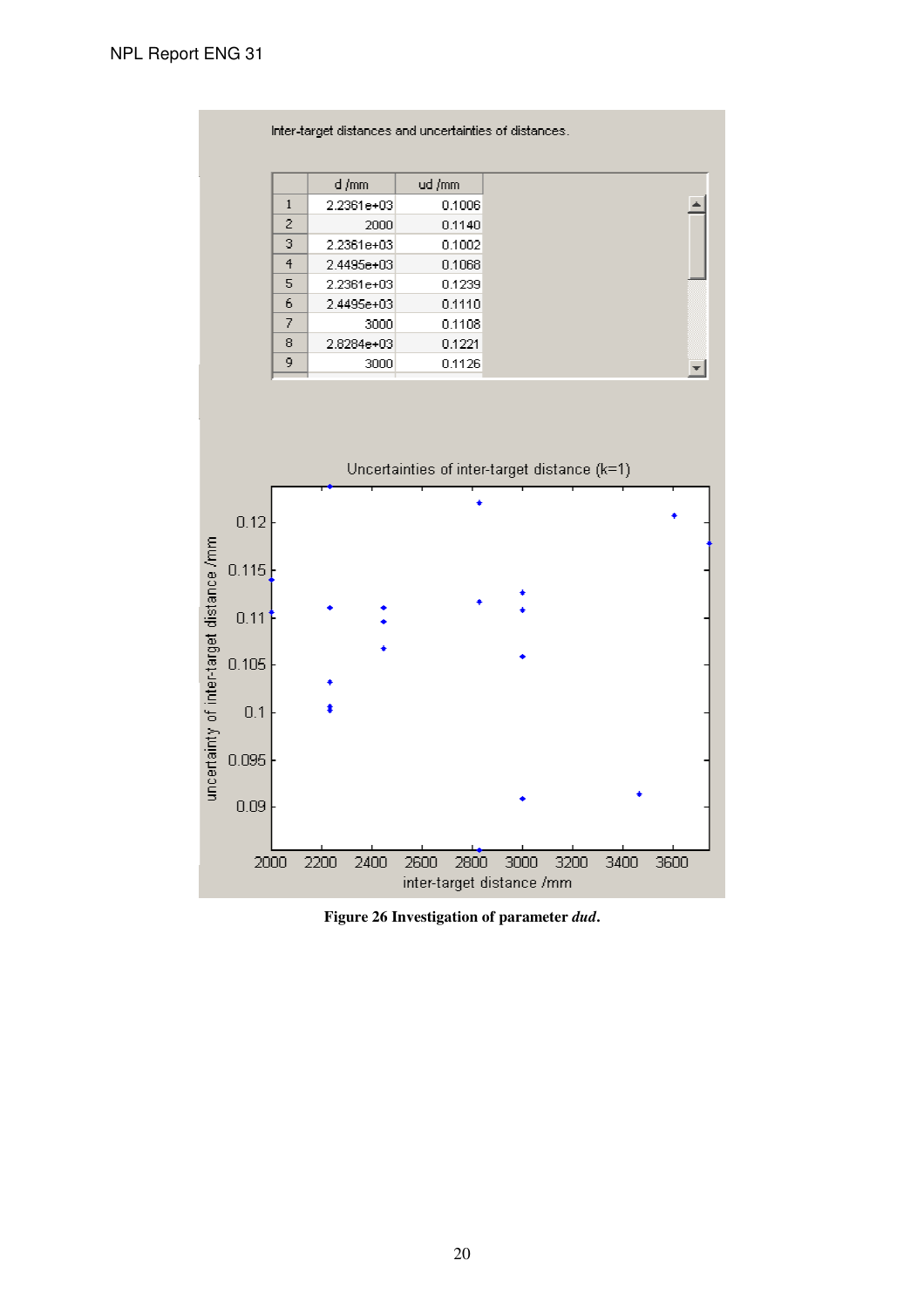Inter-target distances and uncertainties of distances.

|  | d /mm | ud /mm |
|---|---|---|
| 1 | 2.2361e+03 | 0.1006 |
| 2 | 2000 | 0.1140 |
| 3 | 2.2361e+03 | 0.1002 |
| 4 | 2.4495e+03 | 0.1068 |
| 5 | 2.2361e+03 | 0.1239 |
| 6 | 2.4495e+03 | 0.1110 |
| 7 | 3000 | 0.1108 |
| 8 | 2.8284e+03 | 0.1221 |
| 9 | 3000 | 0.1126 |

**Figure 26 Investigation of parameter *dud*.**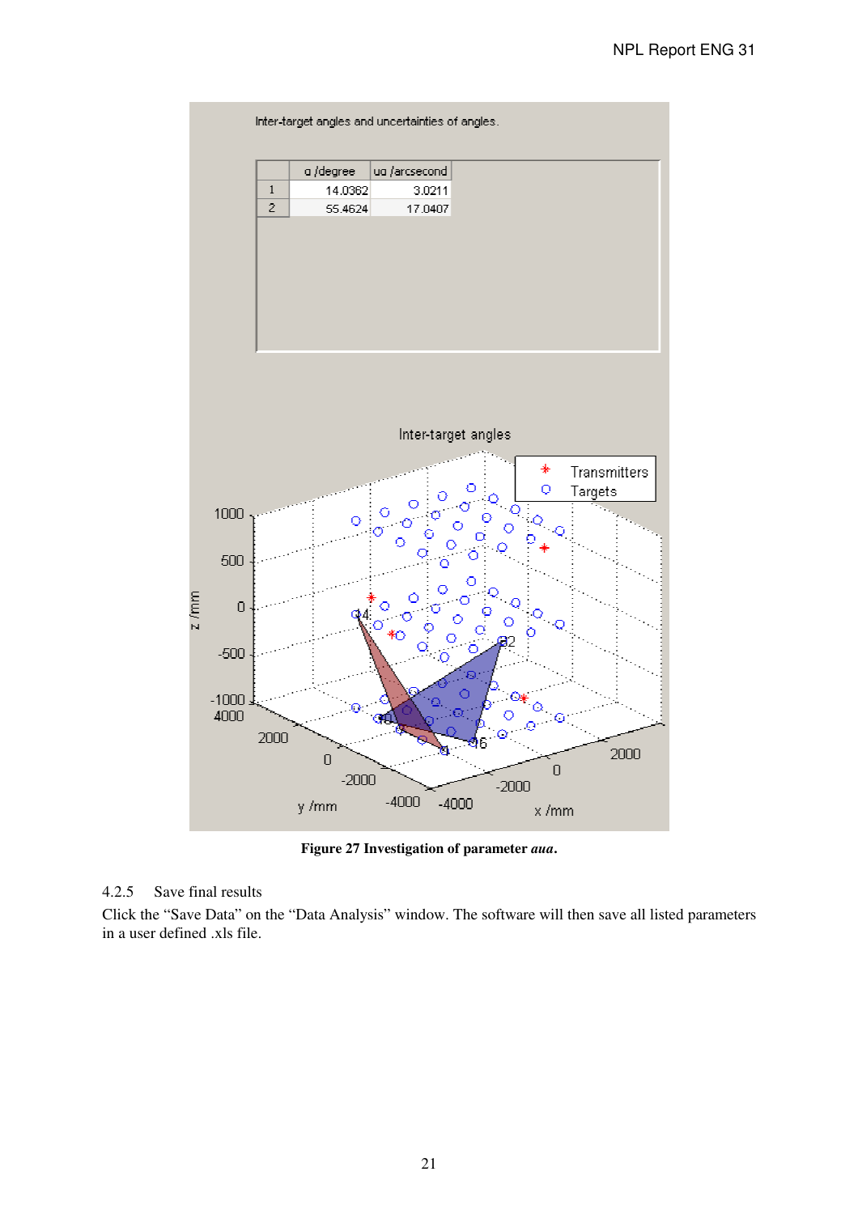Inter-target angles and uncertainties of angles.

| | α /degree | uα /arcsecond |
|---|---|---|
| 1 | 14.0362 | 3.0211 |
| 2 | 55.4624 | 17.0407 |

**Figure 27 Investigation of parameter *aua*.**

4.2.5 Save final results

Click the "Save Data" on the "Data Analysis" window. The software will then save all listed parameters in a user defined .xls file.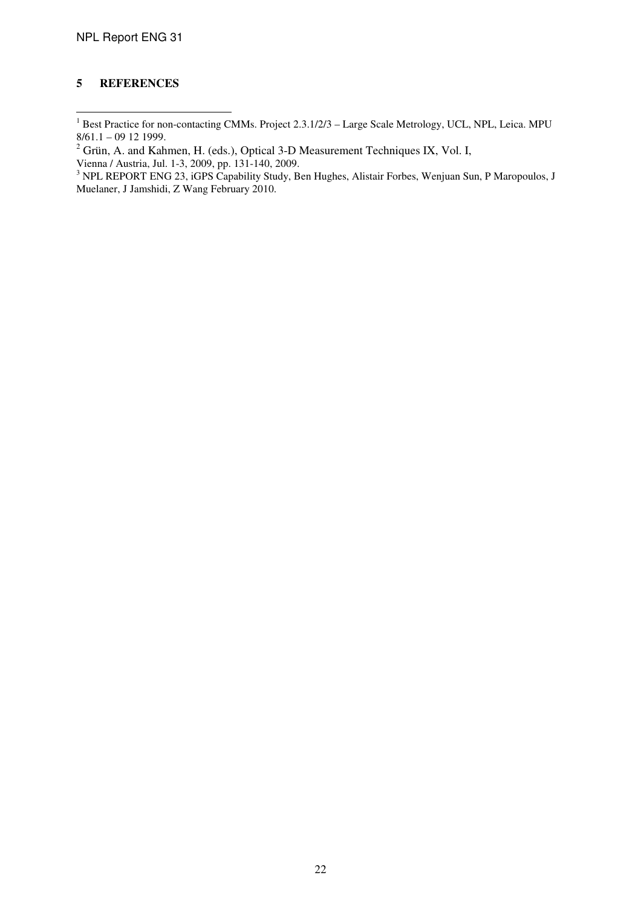# 5 REFERENCES

[1] Best Practice for non-contacting CMMs. Project 2.3.1/2/3 – Large Scale Metrology, UCL, NPL, Leica. MPU 8/61.1 – 09 12 1999.

[2] Grün, A. and Kahmen, H. (eds.), Optical 3-D Measurement Techniques IX, Vol. I, Vienna / Austria, Jul. 1-3, 2009, pp. 131-140, 2009.

[3] NPL REPORT ENG 23, iGPS Capability Study, Ben Hughes, Alistair Forbes, Wenjuan Sun, P Maropoulos, J Muelaner, J Jamshidi, Z Wang February 2010.